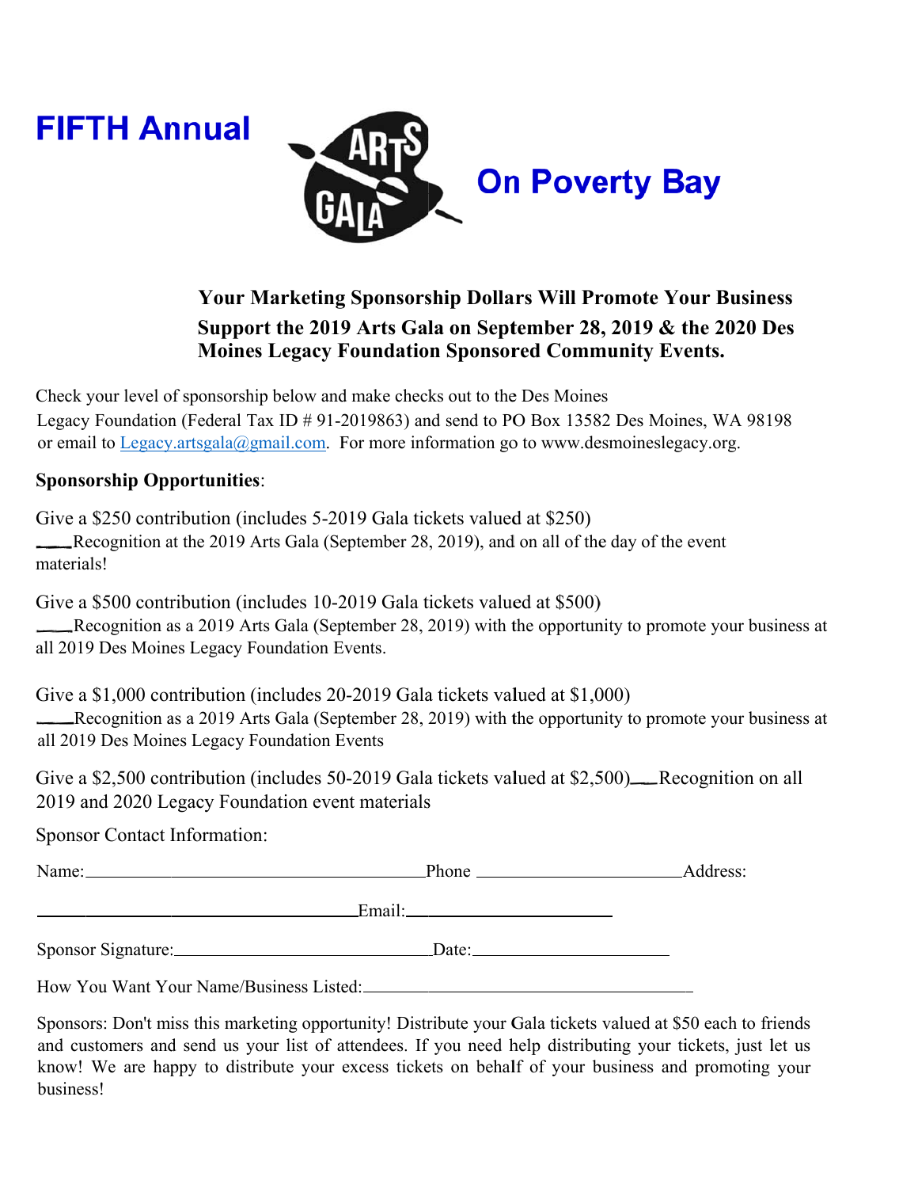# FIFTH Annual ARTS GALA On Poverty Bay

**Your Marketing Sponsorship Dollars Will Promote Your Business**

**Support the 2019 Arts Gala on September 28, 2019 & the 2020 Des Moines Legacy Foundation Sponsored Community Events.**

Check your level of sponsorship below and make checks out to the Des Moines Legacy Foundation (Federal Tax ID # 91-2019863) and send to PO Box 13582 Des Moines, WA 98198 or email to Legacy.artsgala@gmail.com. For more information go to www.desmoineslegacy.org.

**Sponsorship Opportunities**:

Give a $250 contribution (includes 5-2019 Gala tickets valued at $250)
___Recognition at the 2019 Arts Gala (September 28, 2019), and on all of the day of the event materials!

Give a $500 contribution (includes 10-2019 Gala tickets valued at $500)
___Recognition as a 2019 Arts Gala (September 28, 2019) with the opportunity to promote your business at all 2019 Des Moines Legacy Foundation Events.

Give a $1,000 contribution (includes 20-2019 Gala tickets valued at $1,000)
___Recognition as a 2019 Arts Gala (September 28, 2019) with the opportunity to promote your business at all 2019 Des Moines Legacy Foundation Events

Give a $2,500 contribution (includes 50-2019 Gala tickets valued at $2,500)___Recognition on all 2019 and 2020 Legacy Foundation event materials

Sponsor Contact Information:

Name:______________________________Phone ____________________Address:

______________________________Email:____________________

Sponsor Signature:________________________Date:__________________

How You Want Your Name/Business Listed:______________________________

Sponsors: Don't miss this marketing opportunity! Distribute your Gala tickets valued at $50 each to friends and customers and send us your list of attendees. If you need help distributing your tickets, just let us know! We are happy to distribute your excess tickets on behalf of your business and promoting your business!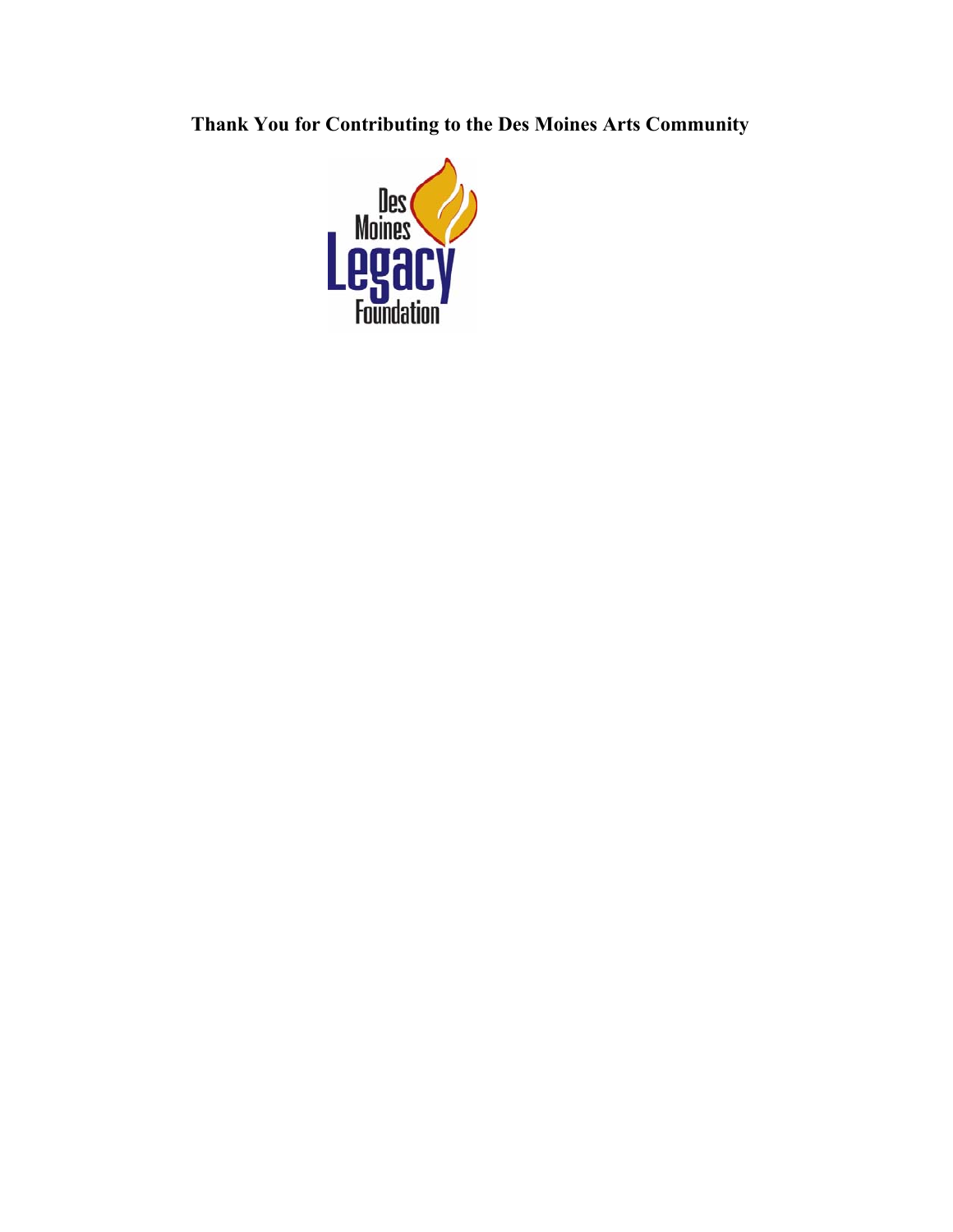**Thank You for Contributing to the Des Moines Arts Community**

Des Moines Legacy Foundation